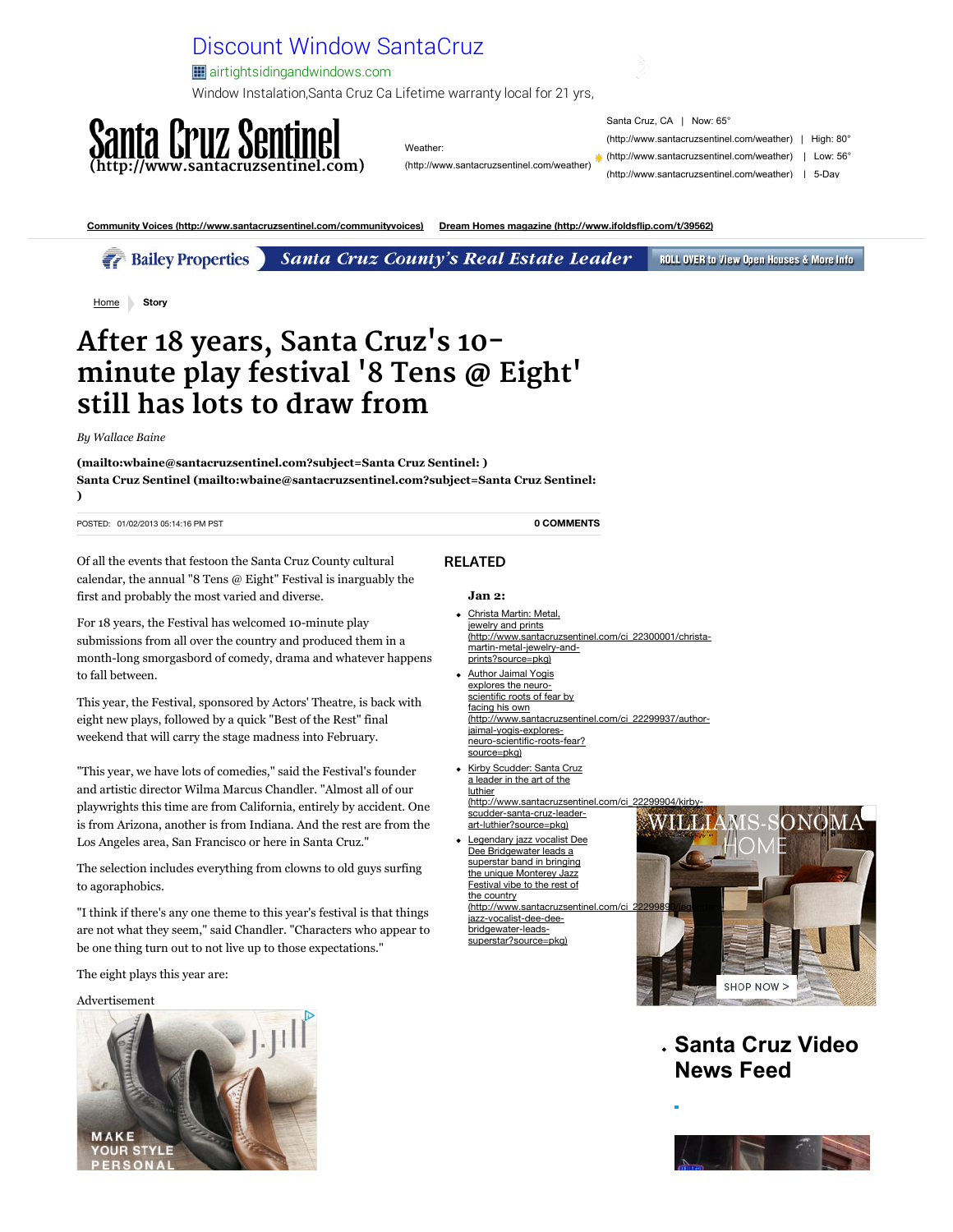# After 18 years, Santa Cruz's 10-minute play festival '8 Tens @ Eight' still has lots to draw from

*By Wallace Baine*

**(mailto:wbaine@santacruzsentinel.com?subject=Santa Cruz Sentinel: )**
**Santa Cruz Sentinel (mailto:wbaine@santacruzsentinel.com?subject=Santa Cruz Sentinel: )**

POSTED: 01/02/2013 05:14:16 PM PST

0 COMMENTS

Of all the events that festoon the Santa Cruz County cultural calendar, the annual "8 Tens @ Eight" Festival is inarguably the first and probably the most varied and diverse.

For 18 years, the Festival has welcomed 10-minute play submissions from all over the country and produced them in a month-long smorgasbord of comedy, drama and whatever happens to fall between.

This year, the Festival, sponsored by Actors' Theatre, is back with eight new plays, followed by a quick "Best of the Rest" final weekend that will carry the stage madness into February.

"This year, we have lots of comedies," said the Festival's founder and artistic director Wilma Marcus Chandler. "Almost all of our playwrights this time are from California, entirely by accident. One is from Arizona, another is from Indiana. And the rest are from the Los Angeles area, San Francisco or here in Santa Cruz."

The selection includes everything from clowns to old guys surfing to agoraphobics.

"I think if there's any one theme to this year's festival is that things are not what they seem," said Chandler. "Characters who appear to be one thing turn out to not live up to those expectations."

The eight plays this year are:

## RELATED

**Jan 2:**

- Christa Martin: Metal, jewelry and prints (http://www.santacruzsentinel.com/ci_22300001/christa-martin-metal-jewelry-and-prints?source=pkg)
- Author Jaimal Yogis explores the neuro-scientific roots of fear by facing his own (http://www.santacruzsentinel.com/ci_22299937/author-jaimal-yogis-explores-neuro-scientific-roots-fear?source=pkg)
- Kirby Scudder: Santa Cruz a leader in the art of the luthier (http://www.santacruzsentinel.com/ci_22299904/kirby-scudder-santa-cruz-leader-art-luthier?source=pkg)
- Legendary jazz vocalist Dee Dee Bridgewater leads a superstar band in bringing the unique Monterey Jazz Festival vibe to the rest of the country (http://www.santacruzsentinel.com/ci_22299894/legendary-jazz-vocalist-dee-dee-bridgewater-leads-superstar?source=pkg)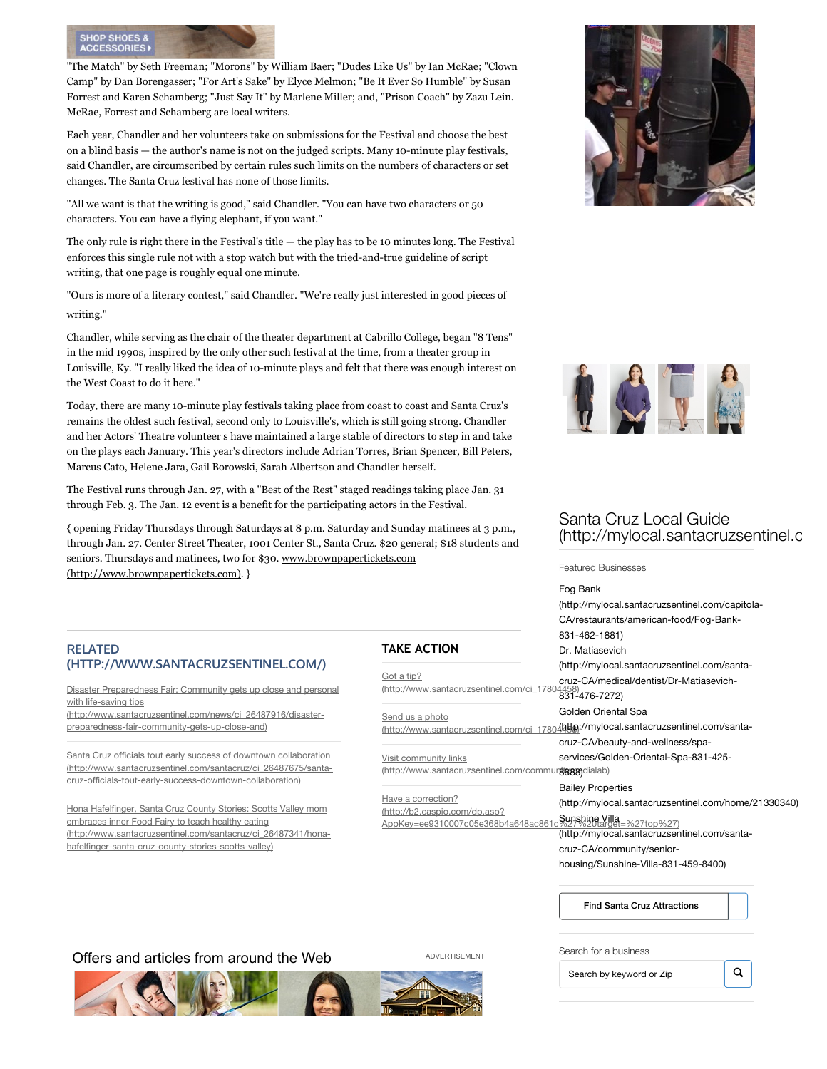"The Match" by Seth Freeman; "Morons" by William Baer; "Dudes Like Us" by Ian McRae; "Clown Camp" by Dan Borengasser; "For Art's Sake" by Elyce Melmon; "Be It Ever So Humble" by Susan Forrest and Karen Schamberg; "Just Say It" by Marlene Miller; and, "Prison Coach" by Zazu Lein. McRae, Forrest and Schamberg are local writers.

Each year, Chandler and her volunteers take on submissions for the Festival and choose the best on a blind basis — the author's name is not on the judged scripts. Many 10-minute play festivals, said Chandler, are circumscribed by certain rules such limits on the numbers of characters or set changes. The Santa Cruz festival has none of those limits.

"All we want is that the writing is good," said Chandler. "You can have two characters or 50 characters. You can have a flying elephant, if you want."

The only rule is right there in the Festival's title — the play has to be 10 minutes long. The Festival enforces this single rule not with a stop watch but with the tried-and-true guideline of script writing, that one page is roughly equal one minute.

"Ours is more of a literary contest," said Chandler. "We're really just interested in good pieces of writing."

Chandler, while serving as the chair of the theater department at Cabrillo College, began "8 Tens" in the mid 1990s, inspired by the only other such festival at the time, from a theater group in Louisville, Ky. "I really liked the idea of 10-minute plays and felt that there was enough interest on the West Coast to do it here."

Today, there are many 10-minute play festivals taking place from coast to coast and Santa Cruz's remains the oldest such festival, second only to Louisville's, which is still going strong. Chandler and her Actors' Theatre volunteer s have maintained a large stable of directors to step in and take on the plays each January. This year's directors include Adrian Torres, Brian Spencer, Bill Peters, Marcus Cato, Helene Jara, Gail Borowski, Sarah Albertson and Chandler herself.

The Festival runs through Jan. 27, with a "Best of the Rest" staged readings taking place Jan. 31 through Feb. 3. The Jan. 12 event is a benefit for the participating actors in the Festival.

{ opening Friday Thursdays through Saturdays at 8 p.m. Saturday and Sunday matinees at 3 p.m., through Jan. 27. Center Street Theater, 1001 Center St., Santa Cruz. $20 general; $18 students and seniors. Thursdays and matinees, two for $30. www.brownpapertickets.com (http://www.brownpapertickets.com). }

## RELATED (HTTP://WWW.SANTACRUZSENTINEL.COM/)

Disaster Preparedness Fair: Community gets up close and personal with life-saving tips (http://www.santacruzsentinel.com/news/ci_26487916/disaster-preparedness-fair-community-gets-up-close-and)

Santa Cruz officials tout early success of downtown collaboration (http://www.santacruzsentinel.com/santacruz/ci_26487675/santa-cruz-officials-tout-early-success-downtown-collaboration)

Hona Hafelfinger, Santa Cruz County Stories: Scotts Valley mom embraces inner Food Fairy to teach healthy eating (http://www.santacruzsentinel.com/santacruz/ci_26487341/hona-hafelfinger-santa-cruz-county-stories-scotts-valley)

## TAKE ACTION

Got a tip? (http://www.santacruzsentinel.com/ci_17804458)

Send us a photo (http://www.santacruzsentinel.com/ci_17804458)

Visit community links (http://www.santacruzsentinel.com/communitymedialab)

Have a correction? (http://b2.caspio.com/dp.asp?AppKey=ee9310007c05e368b4a648ac861c%27%20target=%27top%27)

## Offers and articles from around the Web

ADVERTISEMENT

## Santa Cruz Local Guide (http://mylocal.santacruzsentinel.c

Featured Businesses

Fog Bank (http://mylocal.santacruzsentinel.com/capitola-CA/restaurants/american-food/Fog-Bank-831-462-1881)

Dr. Matiasevich (http://mylocal.santacruzsentinel.com/santa-cruz-CA/medical/dentist/Dr-Matiasevich-831-476-7272)

Golden Oriental Spa (http://mylocal.santacruzsentinel.com/santa-cruz-CA/beauty-and-wellness/spa-services/Golden-Oriental-Spa-831-425-8888)

Bailey Properties (http://mylocal.santacruzsentinel.com/home/21330340)

Sunshine Villa (http://mylocal.santacruzsentinel.com/santa-cruz-CA/community/senior-housing/Sunshine-Villa-831-459-8400)

Find Santa Cruz Attractions

Search for a business

Search by keyword or Zip